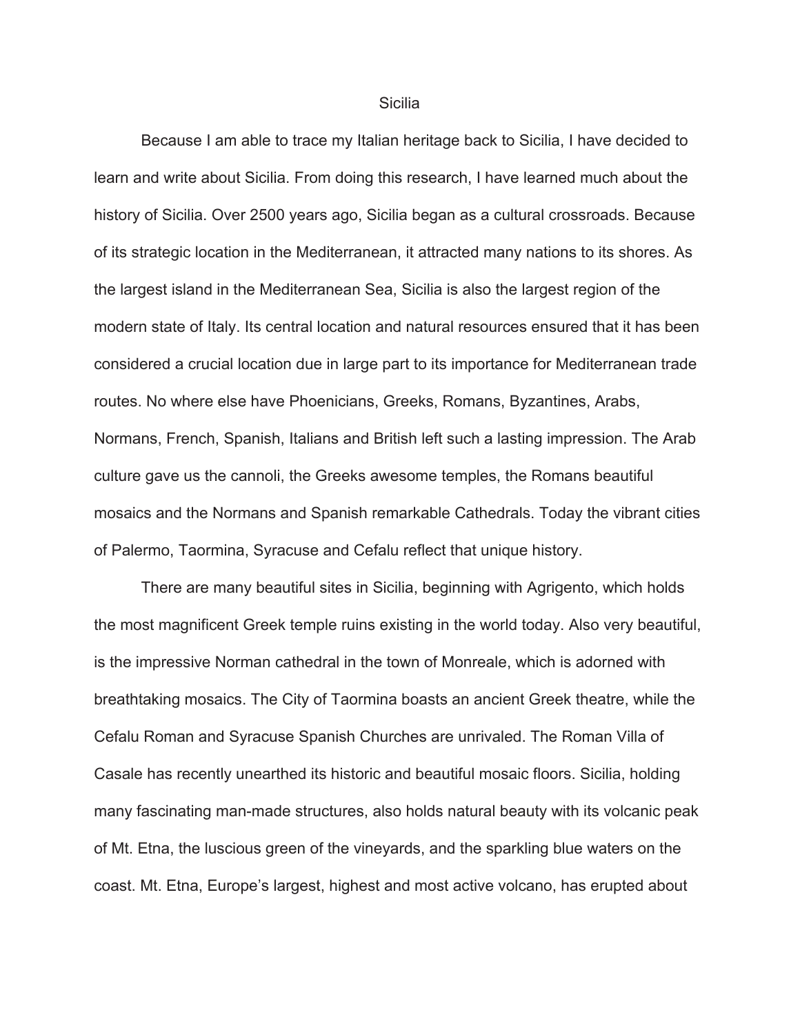# Sicilia

Because I am able to trace my Italian heritage back to Sicilia, I have decided to learn and write about Sicilia. From doing this research, I have learned much about the history of Sicilia. Over 2500 years ago, Sicilia began as a cultural crossroads. Because of its strategic location in the Mediterranean, it attracted many nations to its shores. As the largest island in the Mediterranean Sea, Sicilia is also the largest region of the modern state of Italy. Its central location and natural resources ensured that it has been considered a crucial location due in large part to its importance for Mediterranean trade routes. No where else have Phoenicians, Greeks, Romans, Byzantines, Arabs, Normans, French, Spanish, Italians and British left such a lasting impression. The Arab culture gave us the cannoli, the Greeks awesome temples, the Romans beautiful mosaics and the Normans and Spanish remarkable Cathedrals. Today the vibrant cities of Palermo, Taormina, Syracuse and Cefalu reflect that unique history.

There are many beautiful sites in Sicilia, beginning with Agrigento, which holds the most magnificent Greek temple ruins existing in the world today. Also very beautiful, is the impressive Norman cathedral in the town of Monreale, which is adorned with breathtaking mosaics. The City of Taormina boasts an ancient Greek theatre, while the Cefalu Roman and Syracuse Spanish Churches are unrivaled. The Roman Villa of Casale has recently unearthed its historic and beautiful mosaic floors. Sicilia, holding many fascinating man-made structures, also holds natural beauty with its volcanic peak of Mt. Etna, the luscious green of the vineyards, and the sparkling blue waters on the coast. Mt. Etna, Europe's largest, highest and most active volcano, has erupted about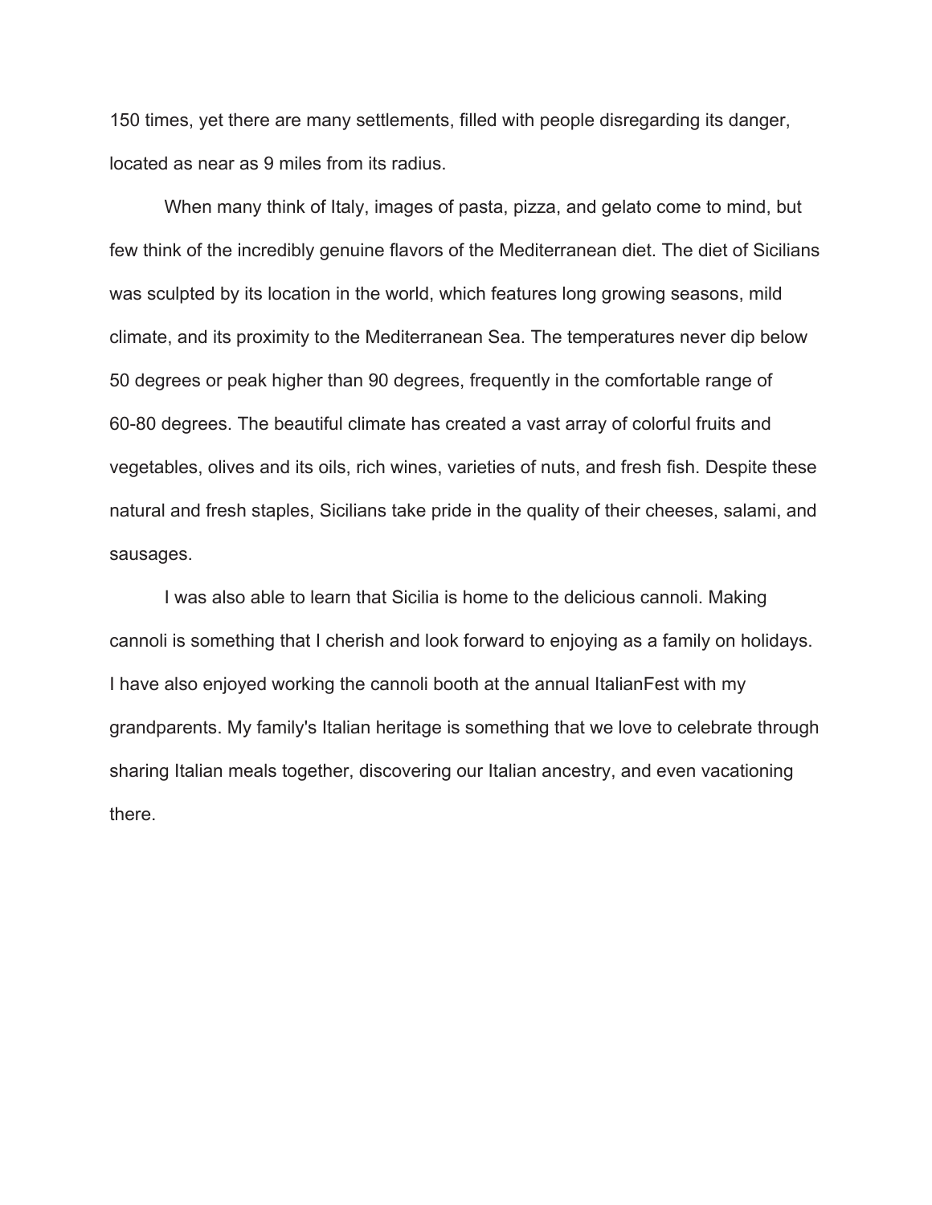150 times, yet there are many settlements, filled with people disregarding its danger, located as near as 9 miles from its radius.

When many think of Italy, images of pasta, pizza, and gelato come to mind, but few think of the incredibly genuine flavors of the Mediterranean diet. The diet of Sicilians was sculpted by its location in the world, which features long growing seasons, mild climate, and its proximity to the Mediterranean Sea. The temperatures never dip below 50 degrees or peak higher than 90 degrees, frequently in the comfortable range of 60-80 degrees. The beautiful climate has created a vast array of colorful fruits and vegetables, olives and its oils, rich wines, varieties of nuts, and fresh fish. Despite these natural and fresh staples, Sicilians take pride in the quality of their cheeses, salami, and sausages.

I was also able to learn that Sicilia is home to the delicious cannoli. Making cannoli is something that I cherish and look forward to enjoying as a family on holidays. I have also enjoyed working the cannoli booth at the annual ItalianFest with my grandparents. My family's Italian heritage is something that we love to celebrate through sharing Italian meals together, discovering our Italian ancestry, and even vacationing there.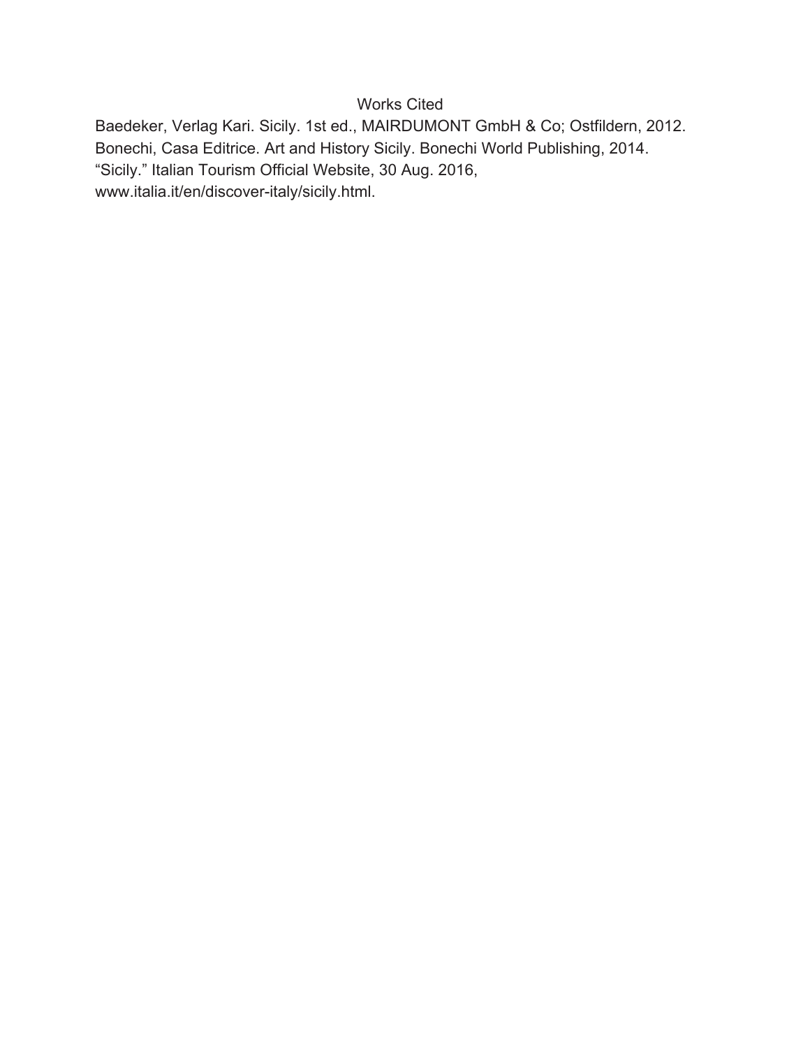# Works Cited

Baedeker, Verlag Kari. Sicily. 1st ed., MAIRDUMONT GmbH & Co; Ostfildern, 2012.

Bonechi, Casa Editrice. Art and History Sicily. Bonechi World Publishing, 2014.

“Sicily.” Italian Tourism Official Website, 30 Aug. 2016, www.italia.it/en/discover-italy/sicily.html.